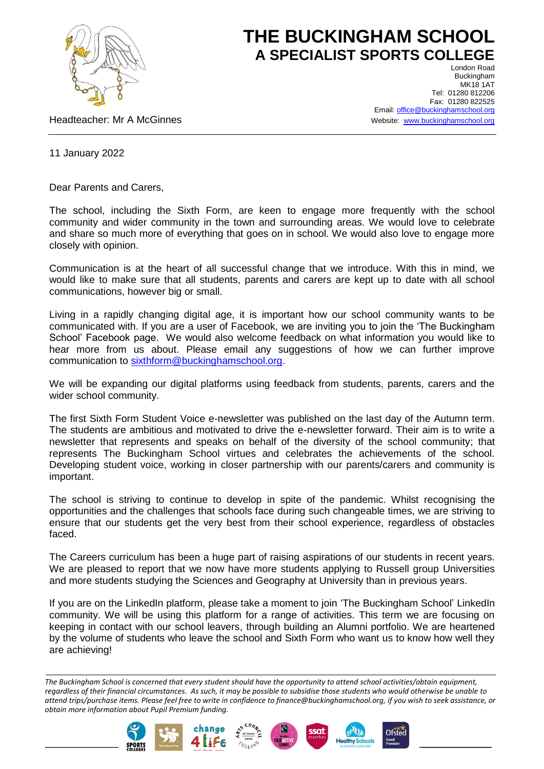# THE BUCKINGHAM SCHOOL
## A SPECIALIST SPORTS COLLEGE

London Road
Buckingham
MK18 1AT
Tel: 01280 812206
Fax: 01280 822525
Email: office@buckinghamschool.org
Website: www.buckinghamschool.org

Headteacher: Mr A McGinnes

11 January 2022

Dear Parents and Carers,

The school, including the Sixth Form, are keen to engage more frequently with the school community and wider community in the town and surrounding areas. We would love to celebrate and share so much more of everything that goes on in school. We would also love to engage more closely with opinion.

Communication is at the heart of all successful change that we introduce. With this in mind, we would like to make sure that all students, parents and carers are kept up to date with all school communications, however big or small.

Living in a rapidly changing digital age, it is important how our school community wants to be communicated with. If you are a user of Facebook, we are inviting you to join the 'The Buckingham School' Facebook page. We would also welcome feedback on what information you would like to hear more from us about. Please email any suggestions of how we can further improve communication to sixthform@buckinghamschool.org.

We will be expanding our digital platforms using feedback from students, parents, carers and the wider school community.

The first Sixth Form Student Voice e-newsletter was published on the last day of the Autumn term. The students are ambitious and motivated to drive the e-newsletter forward. Their aim is to write a newsletter that represents and speaks on behalf of the diversity of the school community; that represents The Buckingham School virtues and celebrates the achievements of the school. Developing student voice, working in closer partnership with our parents/carers and community is important.

The school is striving to continue to develop in spite of the pandemic. Whilst recognising the opportunities and the challenges that schools face during such changeable times, we are striving to ensure that our students get the very best from their school experience, regardless of obstacles faced.

The Careers curriculum has been a huge part of raising aspirations of our students in recent years. We are pleased to report that we now have more students applying to Russell group Universities and more students studying the Sciences and Geography at University than in previous years.

If you are on the LinkedIn platform, please take a moment to join 'The Buckingham School' LinkedIn community. We will be using this platform for a range of activities. This term we are focusing on keeping in contact with our school leavers, through building an Alumni portfolio. We are heartened by the volume of students who leave the school and Sixth Form who want us to know how well they are achieving!

*The Buckingham School is concerned that every student should have the opportunity to attend school activities/obtain equipment, regardless of their financial circumstances. As such, it may be possible to subsidise those students who would otherwise be unable to attend trips/purchase items. Please feel free to write in confidence to finance@buckinghamschool.org, if you wish to seek assistance, or obtain more information about Pupil Premium funding.*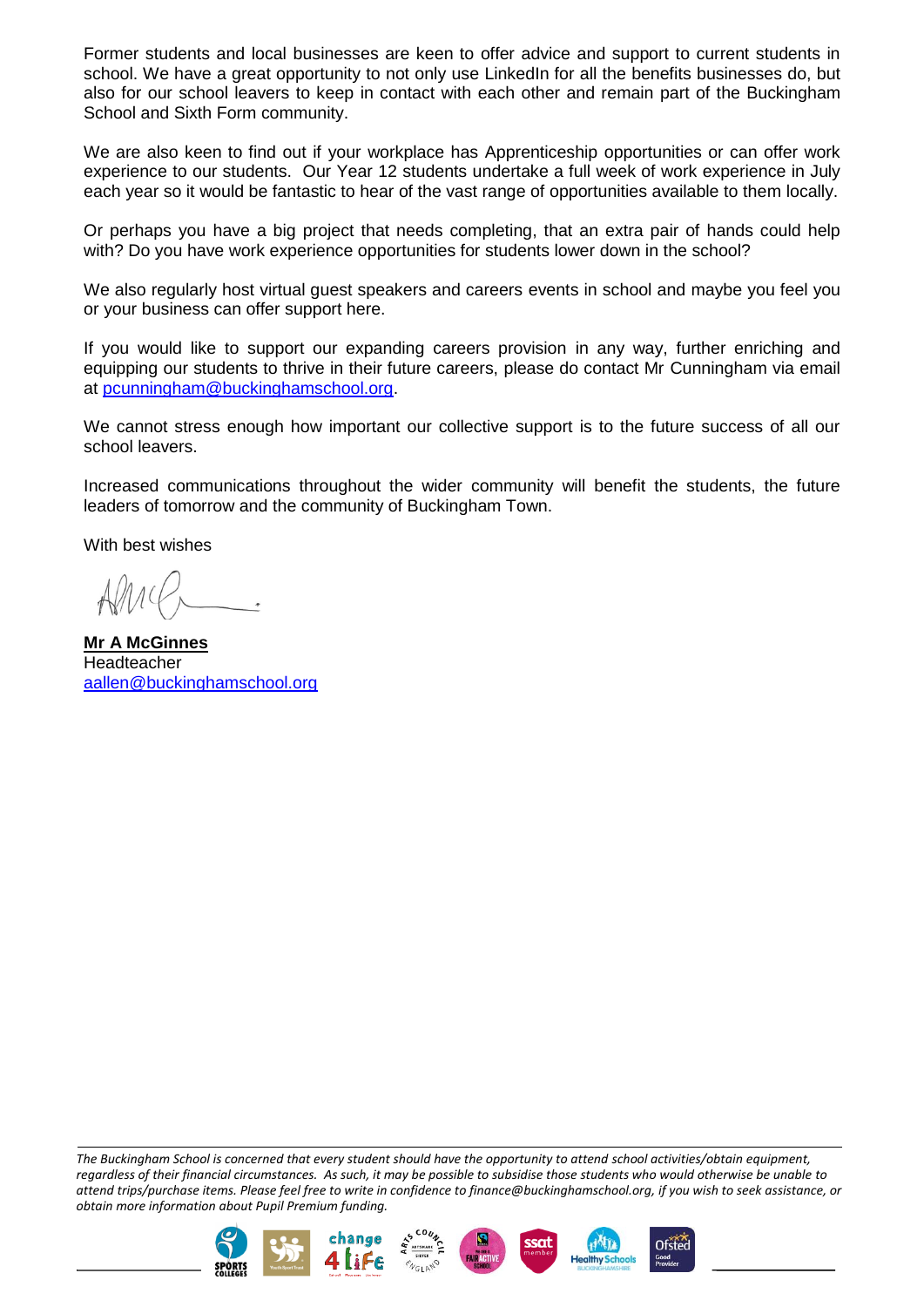Former students and local businesses are keen to offer advice and support to current students in school. We have a great opportunity to not only use LinkedIn for all the benefits businesses do, but also for our school leavers to keep in contact with each other and remain part of the Buckingham School and Sixth Form community.

We are also keen to find out if your workplace has Apprenticeship opportunities or can offer work experience to our students. Our Year 12 students undertake a full week of work experience in July each year so it would be fantastic to hear of the vast range of opportunities available to them locally.

Or perhaps you have a big project that needs completing, that an extra pair of hands could help with? Do you have work experience opportunities for students lower down in the school?

We also regularly host virtual guest speakers and careers events in school and maybe you feel you or your business can offer support here.

If you would like to support our expanding careers provision in any way, further enriching and equipping our students to thrive in their future careers, please do contact Mr Cunningham via email at pcunningham@buckinghamschool.org.

We cannot stress enough how important our collective support is to the future success of all our school leavers.

Increased communications throughout the wider community will benefit the students, the future leaders of tomorrow and the community of Buckingham Town.

With best wishes

**Mr A McGinnes**
Headteacher
aallen@buckinghamschool.org

*The Buckingham School is concerned that every student should have the opportunity to attend school activities/obtain equipment, regardless of their financial circumstances. As such, it may be possible to subsidise those students who would otherwise be unable to attend trips/purchase items. Please feel free to write in confidence to finance@buckinghamschool.org, if you wish to seek assistance, or obtain more information about Pupil Premium funding.*